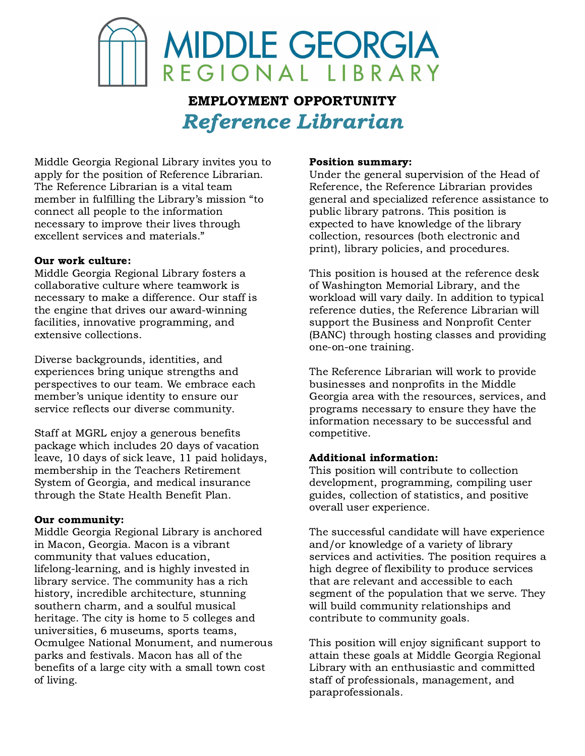# MIDDLE GEORGIA REGIONAL LIBRARY

**EMPLOYMENT OPPORTUNITY**

## *Reference Librarian*

Middle Georgia Regional Library invites you to apply for the position of Reference Librarian. The Reference Librarian is a vital team member in fulfilling the Library's mission "to connect all people to the information necessary to improve their lives through excellent services and materials."

**Our work culture:**
Middle Georgia Regional Library fosters a collaborative culture where teamwork is necessary to make a difference. Our staff is the engine that drives our award-winning facilities, innovative programming, and extensive collections.

Diverse backgrounds, identities, and experiences bring unique strengths and perspectives to our team. We embrace each member's unique identity to ensure our service reflects our diverse community.

Staff at MGRL enjoy a generous benefits package which includes 20 days of vacation leave, 10 days of sick leave, 11 paid holidays, membership in the Teachers Retirement System of Georgia, and medical insurance through the State Health Benefit Plan.

**Our community:**
Middle Georgia Regional Library is anchored in Macon, Georgia. Macon is a vibrant community that values education, lifelong-learning, and is highly invested in library service. The community has a rich history, incredible architecture, stunning southern charm, and a soulful musical heritage. The city is home to 5 colleges and universities, 6 museums, sports teams, Ocmulgee National Monument, and numerous parks and festivals. Macon has all of the benefits of a large city with a small town cost of living.

**Position summary:**
Under the general supervision of the Head of Reference, the Reference Librarian provides general and specialized reference assistance to public library patrons. This position is expected to have knowledge of the library collection, resources (both electronic and print), library policies, and procedures.

This position is housed at the reference desk of Washington Memorial Library, and the workload will vary daily. In addition to typical reference duties, the Reference Librarian will support the Business and Nonprofit Center (BANC) through hosting classes and providing one-on-one training.

The Reference Librarian will work to provide businesses and nonprofits in the Middle Georgia area with the resources, services, and programs necessary to ensure they have the information necessary to be successful and competitive.

**Additional information:**
This position will contribute to collection development, programming, compiling user guides, collection of statistics, and positive overall user experience.

The successful candidate will have experience and/or knowledge of a variety of library services and activities. The position requires a high degree of flexibility to produce services that are relevant and accessible to each segment of the population that we serve. They will build community relationships and contribute to community goals.

This position will enjoy significant support to attain these goals at Middle Georgia Regional Library with an enthusiastic and committed staff of professionals, management, and paraprofessionals.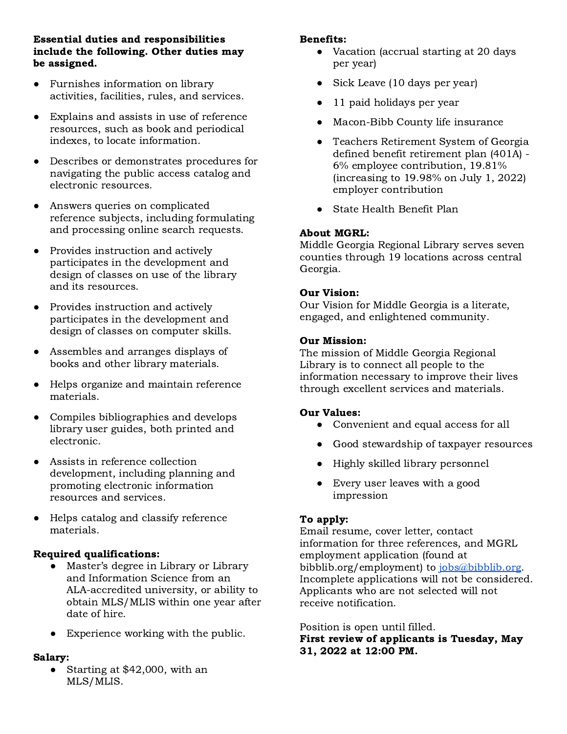**Essential duties and responsibilities include the following. Other duties may be assigned.**

- Furnishes information on library activities, facilities, rules, and services.
- Explains and assists in use of reference resources, such as book and periodical indexes, to locate information.
- Describes or demonstrates procedures for navigating the public access catalog and electronic resources.
- Answers queries on complicated reference subjects, including formulating and processing online search requests.
- Provides instruction and actively participates in the development and design of classes on use of the library and its resources.
- Provides instruction and actively participates in the development and design of classes on computer skills.
- Assembles and arranges displays of books and other library materials.
- Helps organize and maintain reference materials.
- Compiles bibliographies and develops library user guides, both printed and electronic.
- Assists in reference collection development, including planning and promoting electronic information resources and services.
- Helps catalog and classify reference materials.

**Required qualifications:**

- Master's degree in Library or Library and Information Science from an ALA-accredited university, or ability to obtain MLS/MLIS within one year after date of hire.
- Experience working with the public.

**Salary:**

- Starting at $42,000, with an MLS/MLIS.

**Benefits:**

- Vacation (accrual starting at 20 days per year)
- Sick Leave (10 days per year)
- 11 paid holidays per year
- Macon-Bibb County life insurance
- Teachers Retirement System of Georgia defined benefit retirement plan (401A) - 6% employee contribution, 19.81% (increasing to 19.98% on July 1, 2022) employer contribution
- State Health Benefit Plan

**About MGRL:**
Middle Georgia Regional Library serves seven counties through 19 locations across central Georgia.

**Our Vision:**
Our Vision for Middle Georgia is a literate, engaged, and enlightened community.

**Our Mission:**
The mission of Middle Georgia Regional Library is to connect all people to the information necessary to improve their lives through excellent services and materials.

**Our Values:**

- Convenient and equal access for all
- Good stewardship of taxpayer resources
- Highly skilled library personnel
- Every user leaves with a good impression

**To apply:**
Email resume, cover letter, contact information for three references, and MGRL employment application (found at bibblib.org/employment) to jobs@bibblib.org. Incomplete applications will not be considered. Applicants who are not selected will not receive notification.

Position is open until filled.
**First review of applicants is Tuesday, May 31, 2022 at 12:00 PM.**